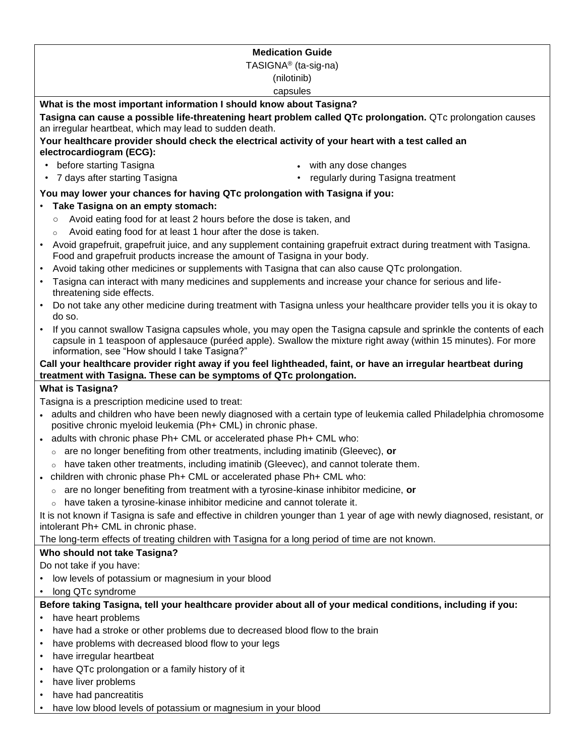# Medication Guide

TASIGNA® (ta-sig-na)
(nilotinib)
capsules

## What is the most important information I should know about Tasigna?

**Tasigna can cause a possible life-threatening heart problem called QTc prolongation.** QTc prolongation causes an irregular heartbeat, which may lead to sudden death.

**Your healthcare provider should check the electrical activity of your heart with a test called an electrocardiogram (ECG):**

- before starting Tasigna
- 7 days after starting Tasigna
- with any dose changes
- regularly during Tasigna treatment

**You may lower your chances for having QTc prolongation with Tasigna if you:**

- **Take Tasigna on an empty stomach:**
  - Avoid eating food for at least 2 hours before the dose is taken, and
  - Avoid eating food for at least 1 hour after the dose is taken.
- Avoid grapefruit, grapefruit juice, and any supplement containing grapefruit extract during treatment with Tasigna. Food and grapefruit products increase the amount of Tasigna in your body.
- Avoid taking other medicines or supplements with Tasigna that can also cause QTc prolongation.
- Tasigna can interact with many medicines and supplements and increase your chance for serious and life-threatening side effects.
- Do not take any other medicine during treatment with Tasigna unless your healthcare provider tells you it is okay to do so.
- If you cannot swallow Tasigna capsules whole, you may open the Tasigna capsule and sprinkle the contents of each capsule in 1 teaspoon of applesauce (puréed apple). Swallow the mixture right away (within 15 minutes). For more information, see "How should I take Tasigna?"

**Call your healthcare provider right away if you feel lightheaded, faint, or have an irregular heartbeat during treatment with Tasigna. These can be symptoms of QTc prolongation.**

## What is Tasigna?

Tasigna is a prescription medicine used to treat:

- adults and children who have been newly diagnosed with a certain type of leukemia called Philadelphia chromosome positive chronic myeloid leukemia (Ph+ CML) in chronic phase.
- adults with chronic phase Ph+ CML or accelerated phase Ph+ CML who:
  - are no longer benefiting from other treatments, including imatinib (Gleevec), **or**
  - have taken other treatments, including imatinib (Gleevec), and cannot tolerate them.
- children with chronic phase Ph+ CML or accelerated phase Ph+ CML who:
  - are no longer benefiting from treatment with a tyrosine-kinase inhibitor medicine, **or**
  - have taken a tyrosine-kinase inhibitor medicine and cannot tolerate it.

It is not known if Tasigna is safe and effective in children younger than 1 year of age with newly diagnosed, resistant, or intolerant Ph+ CML in chronic phase.

The long-term effects of treating children with Tasigna for a long period of time are not known.

## Who should not take Tasigna?

Do not take if you have:

- low levels of potassium or magnesium in your blood
- long QTc syndrome

**Before taking Tasigna, tell your healthcare provider about all of your medical conditions, including if you:**

- have heart problems
- have had a stroke or other problems due to decreased blood flow to the brain
- have problems with decreased blood flow to your legs
- have irregular heartbeat
- have QTc prolongation or a family history of it
- have liver problems
- have had pancreatitis
- have low blood levels of potassium or magnesium in your blood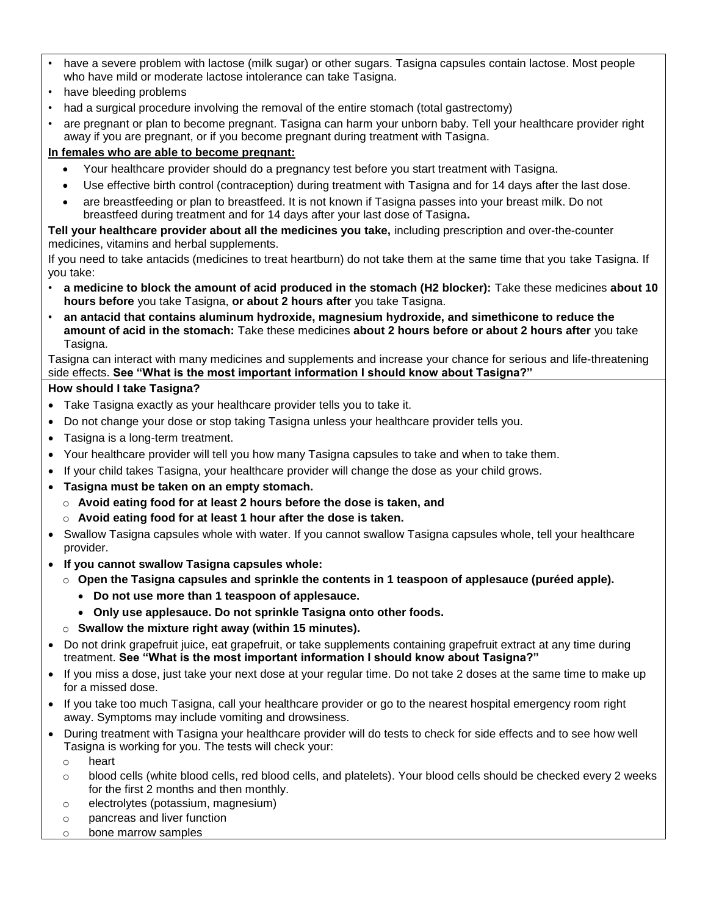- have a severe problem with lactose (milk sugar) or other sugars. Tasigna capsules contain lactose. Most people who have mild or moderate lactose intolerance can take Tasigna.
- have bleeding problems
- had a surgical procedure involving the removal of the entire stomach (total gastrectomy)
- are pregnant or plan to become pregnant. Tasigna can harm your unborn baby. Tell your healthcare provider right away if you are pregnant, or if you become pregnant during treatment with Tasigna.

**In females who are able to become pregnant:**

- Your healthcare provider should do a pregnancy test before you start treatment with Tasigna.
- Use effective birth control (contraception) during treatment with Tasigna and for 14 days after the last dose.
- are breastfeeding or plan to breastfeed. It is not known if Tasigna passes into your breast milk. Do not breastfeed during treatment and for 14 days after your last dose of Tasigna**.**

**Tell your healthcare provider about all the medicines you take,** including prescription and over-the-counter medicines, vitamins and herbal supplements.

If you need to take antacids (medicines to treat heartburn) do not take them at the same time that you take Tasigna. If you take:

- **a medicine to block the amount of acid produced in the stomach (H2 blocker):** Take these medicines **about 10 hours before** you take Tasigna, **or about 2 hours after** you take Tasigna.
- **an antacid that contains aluminum hydroxide, magnesium hydroxide, and simethicone to reduce the amount of acid in the stomach:** Take these medicines **about 2 hours before or about 2 hours after** you take Tasigna.

Tasigna can interact with many medicines and supplements and increase your chance for serious and life-threatening side effects. **See "What is the most important information I should know about Tasigna?"**

**How should I take Tasigna?**

- Take Tasigna exactly as your healthcare provider tells you to take it.
- Do not change your dose or stop taking Tasigna unless your healthcare provider tells you.
- Tasigna is a long-term treatment.
- Your healthcare provider will tell you how many Tasigna capsules to take and when to take them.
- If your child takes Tasigna, your healthcare provider will change the dose as your child grows.
- **Tasigna must be taken on an empty stomach.**
  - **Avoid eating food for at least 2 hours before the dose is taken, and**
  - **Avoid eating food for at least 1 hour after the dose is taken.**
- Swallow Tasigna capsules whole with water. If you cannot swallow Tasigna capsules whole, tell your healthcare provider.
- **If you cannot swallow Tasigna capsules whole:**
  - **Open the Tasigna capsules and sprinkle the contents in 1 teaspoon of applesauce (puréed apple).**
    - **Do not use more than 1 teaspoon of applesauce.**
    - **Only use applesauce. Do not sprinkle Tasigna onto other foods.**
  - **Swallow the mixture right away (within 15 minutes).**
- Do not drink grapefruit juice, eat grapefruit, or take supplements containing grapefruit extract at any time during treatment. **See "What is the most important information I should know about Tasigna?"**
- If you miss a dose, just take your next dose at your regular time. Do not take 2 doses at the same time to make up for a missed dose.
- If you take too much Tasigna, call your healthcare provider or go to the nearest hospital emergency room right away. Symptoms may include vomiting and drowsiness.
- During treatment with Tasigna your healthcare provider will do tests to check for side effects and to see how well Tasigna is working for you. The tests will check your:
  - heart
  - blood cells (white blood cells, red blood cells, and platelets). Your blood cells should be checked every 2 weeks for the first 2 months and then monthly.
  - electrolytes (potassium, magnesium)
  - pancreas and liver function
  - bone marrow samples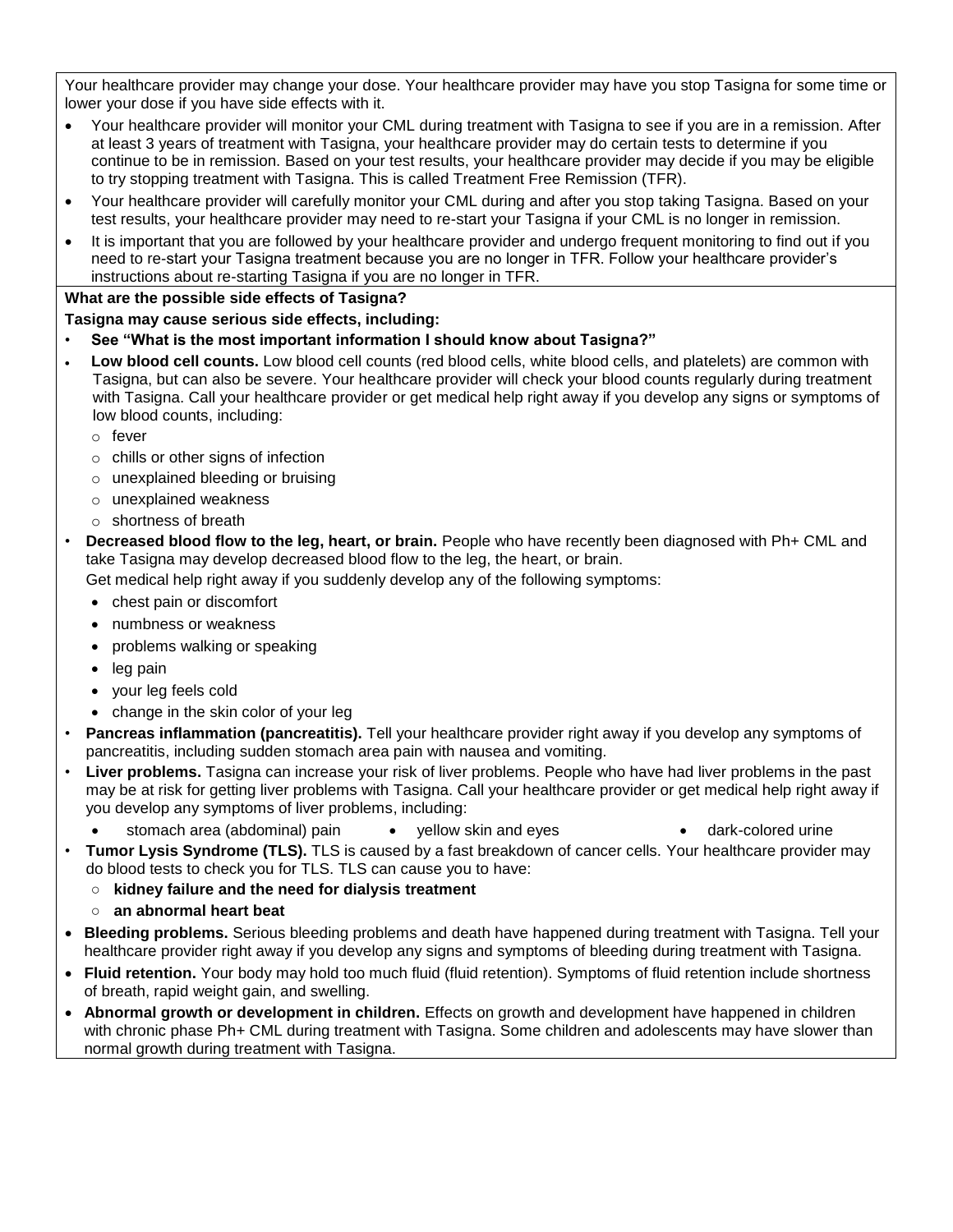Your healthcare provider may change your dose. Your healthcare provider may have you stop Tasigna for some time or lower your dose if you have side effects with it.

- Your healthcare provider will monitor your CML during treatment with Tasigna to see if you are in a remission. After at least 3 years of treatment with Tasigna, your healthcare provider may do certain tests to determine if you continue to be in remission. Based on your test results, your healthcare provider may decide if you may be eligible to try stopping treatment with Tasigna. This is called Treatment Free Remission (TFR).
- Your healthcare provider will carefully monitor your CML during and after you stop taking Tasigna. Based on your test results, your healthcare provider may need to re-start your Tasigna if your CML is no longer in remission.
- It is important that you are followed by your healthcare provider and undergo frequent monitoring to find out if you need to re-start your Tasigna treatment because you are no longer in TFR. Follow your healthcare provider's instructions about re-starting Tasigna if you are no longer in TFR.

**What are the possible side effects of Tasigna?**

**Tasigna may cause serious side effects, including:**

- **See "What is the most important information I should know about Tasigna?"**
- **Low blood cell counts.** Low blood cell counts (red blood cells, white blood cells, and platelets) are common with Tasigna, but can also be severe. Your healthcare provider will check your blood counts regularly during treatment with Tasigna. Call your healthcare provider or get medical help right away if you develop any signs or symptoms of low blood counts, including:
  - fever
  - chills or other signs of infection
  - unexplained bleeding or bruising
  - unexplained weakness
  - shortness of breath
- **Decreased blood flow to the leg, heart, or brain.** People who have recently been diagnosed with Ph+ CML and take Tasigna may develop decreased blood flow to the leg, the heart, or brain.
  Get medical help right away if you suddenly develop any of the following symptoms:
  - chest pain or discomfort
  - numbness or weakness
  - problems walking or speaking
  - leg pain
  - your leg feels cold
  - change in the skin color of your leg
- **Pancreas inflammation (pancreatitis).** Tell your healthcare provider right away if you develop any symptoms of pancreatitis, including sudden stomach area pain with nausea and vomiting.
- **Liver problems.** Tasigna can increase your risk of liver problems. People who have had liver problems in the past may be at risk for getting liver problems with Tasigna. Call your healthcare provider or get medical help right away if you develop any symptoms of liver problems, including:
  - stomach area (abdominal) pain
  - yellow skin and eyes
  - dark-colored urine
- **Tumor Lysis Syndrome (TLS).** TLS is caused by a fast breakdown of cancer cells. Your healthcare provider may do blood tests to check you for TLS. TLS can cause you to have:
  - **kidney failure and the need for dialysis treatment**
  - **an abnormal heart beat**
- **Bleeding problems.** Serious bleeding problems and death have happened during treatment with Tasigna. Tell your healthcare provider right away if you develop any signs and symptoms of bleeding during treatment with Tasigna.
- **Fluid retention.** Your body may hold too much fluid (fluid retention). Symptoms of fluid retention include shortness of breath, rapid weight gain, and swelling.
- **Abnormal growth or development in children.** Effects on growth and development have happened in children with chronic phase Ph+ CML during treatment with Tasigna. Some children and adolescents may have slower than normal growth during treatment with Tasigna.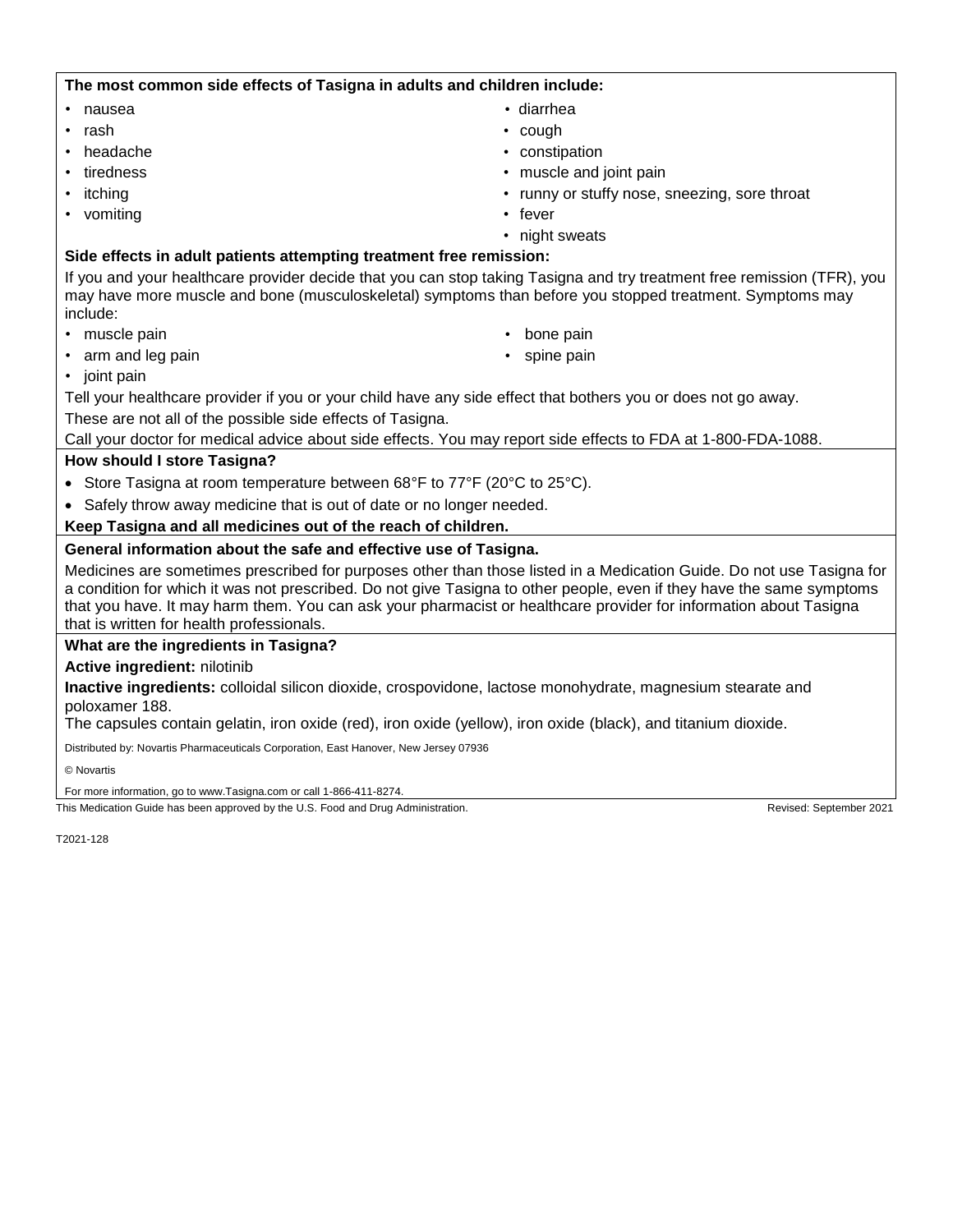**The most common side effects of Tasigna in adults and children include:**

- nausea
- rash
- headache
- tiredness
- itching
- vomiting
- diarrhea
- cough
- constipation
- muscle and joint pain
- runny or stuffy nose, sneezing, sore throat
- fever
- night sweats

**Side effects in adult patients attempting treatment free remission:**

If you and your healthcare provider decide that you can stop taking Tasigna and try treatment free remission (TFR), you may have more muscle and bone (musculoskeletal) symptoms than before you stopped treatment. Symptoms may include:

- muscle pain
- arm and leg pain
- joint pain
- bone pain
- spine pain

Tell your healthcare provider if you or your child have any side effect that bothers you or does not go away.

These are not all of the possible side effects of Tasigna.

Call your doctor for medical advice about side effects. You may report side effects to FDA at 1-800-FDA-1088.

**How should I store Tasigna?**

- Store Tasigna at room temperature between 68°F to 77°F (20°C to 25°C).
- Safely throw away medicine that is out of date or no longer needed.

**Keep Tasigna and all medicines out of the reach of children.**

**General information about the safe and effective use of Tasigna.**

Medicines are sometimes prescribed for purposes other than those listed in a Medication Guide. Do not use Tasigna for a condition for which it was not prescribed. Do not give Tasigna to other people, even if they have the same symptoms that you have. It may harm them. You can ask your pharmacist or healthcare provider for information about Tasigna that is written for health professionals.

**What are the ingredients in Tasigna?**

**Active ingredient:** nilotinib

**Inactive ingredients:** colloidal silicon dioxide, crospovidone, lactose monohydrate, magnesium stearate and poloxamer 188.
The capsules contain gelatin, iron oxide (red), iron oxide (yellow), iron oxide (black), and titanium dioxide.

Distributed by: Novartis Pharmaceuticals Corporation, East Hanover, New Jersey 07936

© Novartis

For more information, go to www.Tasigna.com or call 1-866-411-8274.

This Medication Guide has been approved by the U.S. Food and Drug Administration. Revised: September 2021

T2021-128